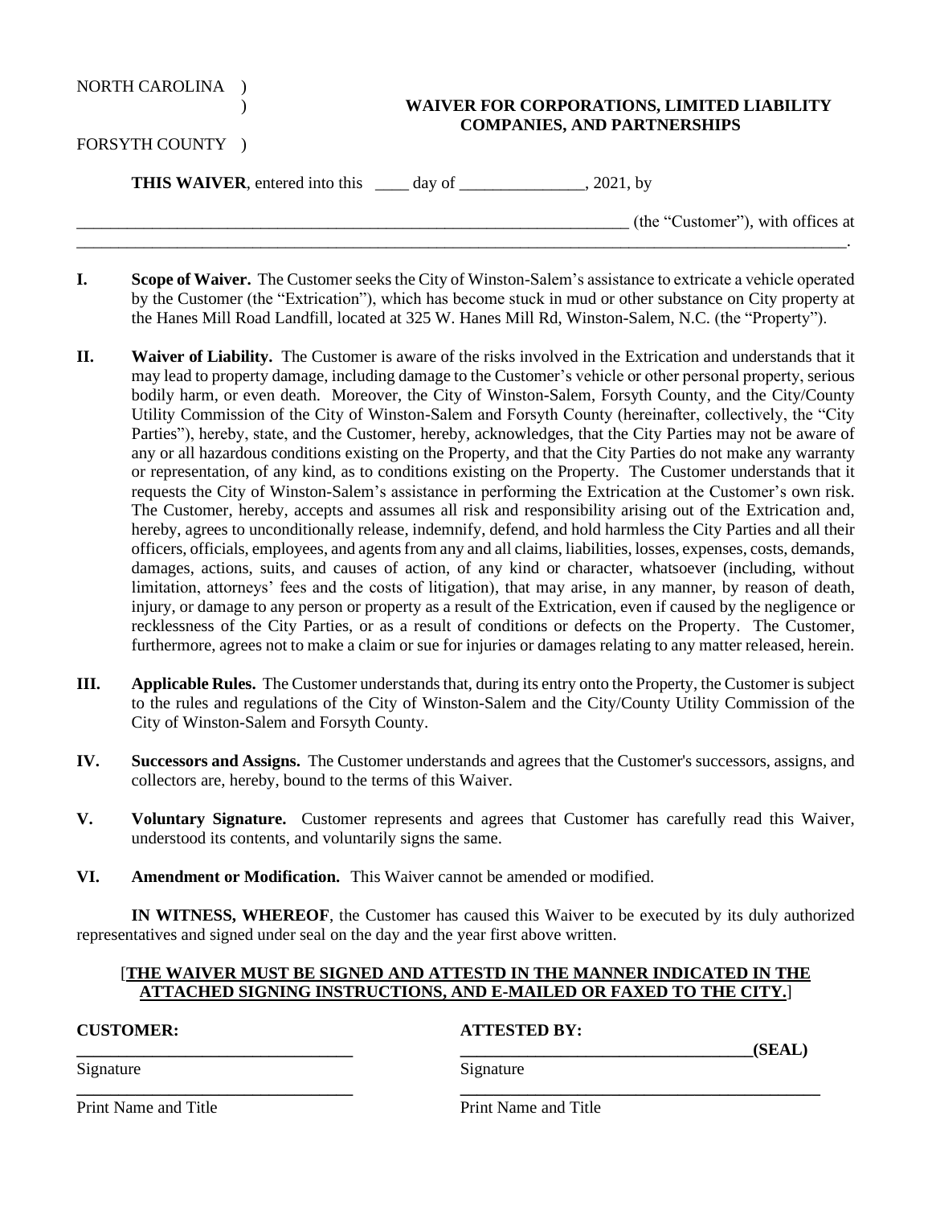NORTH CAROLINA )
)
FORSYTH COUNTY )

## WAIVER FOR CORPORATIONS, LIMITED LIABILITY COMPANIES, AND PARTNERSHIPS

**THIS WAIVER**, entered into this ____ day of _______________, 2021, by

_________________________________________________________________ (the "Customer"), with offices at _________________________________________________________________________________________.

**I. Scope of Waiver.** The Customer seeks the City of Winston-Salem's assistance to extricate a vehicle operated by the Customer (the "Extrication"), which has become stuck in mud or other substance on City property at the Hanes Mill Road Landfill, located at 325 W. Hanes Mill Rd, Winston-Salem, N.C. (the "Property").

**II. Waiver of Liability.** The Customer is aware of the risks involved in the Extrication and understands that it may lead to property damage, including damage to the Customer's vehicle or other personal property, serious bodily harm, or even death. Moreover, the City of Winston-Salem, Forsyth County, and the City/County Utility Commission of the City of Winston-Salem and Forsyth County (hereinafter, collectively, the "City Parties"), hereby, state, and the Customer, hereby, acknowledges, that the City Parties may not be aware of any or all hazardous conditions existing on the Property, and that the City Parties do not make any warranty or representation, of any kind, as to conditions existing on the Property. The Customer understands that it requests the City of Winston-Salem's assistance in performing the Extrication at the Customer's own risk. The Customer, hereby, accepts and assumes all risk and responsibility arising out of the Extrication and, hereby, agrees to unconditionally release, indemnify, defend, and hold harmless the City Parties and all their officers, officials, employees, and agents from any and all claims, liabilities, losses, expenses, costs, demands, damages, actions, suits, and causes of action, of any kind or character, whatsoever (including, without limitation, attorneys' fees and the costs of litigation), that may arise, in any manner, by reason of death, injury, or damage to any person or property as a result of the Extrication, even if caused by the negligence or recklessness of the City Parties, or as a result of conditions or defects on the Property. The Customer, furthermore, agrees not to make a claim or sue for injuries or damages relating to any matter released, herein.

**III. Applicable Rules.** The Customer understands that, during its entry onto the Property, the Customer is subject to the rules and regulations of the City of Winston-Salem and the City/County Utility Commission of the City of Winston-Salem and Forsyth County.

**IV. Successors and Assigns.** The Customer understands and agrees that the Customer's successors, assigns, and collectors are, hereby, bound to the terms of this Waiver.

**V. Voluntary Signature.** Customer represents and agrees that Customer has carefully read this Waiver, understood its contents, and voluntarily signs the same.

**VI. Amendment or Modification.** This Waiver cannot be amended or modified.

**IN WITNESS, WHEREOF**, the Customer has caused this Waiver to be executed by its duly authorized representatives and signed under seal on the day and the year first above written.

[**THE WAIVER MUST BE SIGNED AND ATTESTD IN THE MANNER INDICATED IN THE ATTACHED SIGNING INSTRUCTIONS, AND E-MAILED OR FAXED TO THE CITY.**]

**CUSTOMER:**

_________________________________
Signature

_________________________________
Print Name and Title

**ATTESTED BY:**

_________________________________**(SEAL)**
Signature

_________________________________
Print Name and Title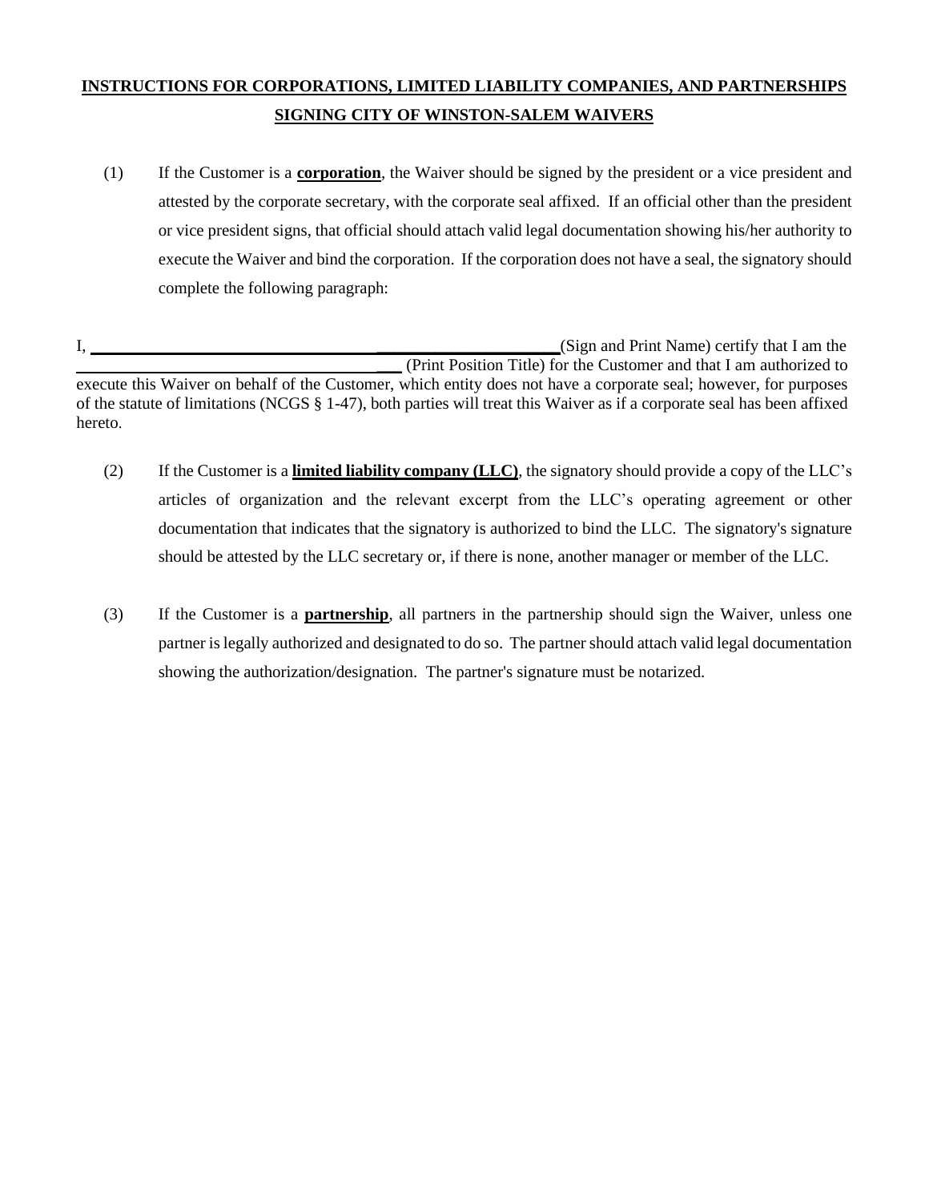# INSTRUCTIONS FOR CORPORATIONS, LIMITED LIABILITY COMPANIES, AND PARTNERSHIPS SIGNING CITY OF WINSTON-SALEM WAIVERS

(1) If the Customer is a **corporation**, the Waiver should be signed by the president or a vice president and attested by the corporate secretary, with the corporate seal affixed. If an official other than the president or vice president signs, that official should attach valid legal documentation showing his/her authority to execute the Waiver and bind the corporation. If the corporation does not have a seal, the signatory should complete the following paragraph:

I, ________________________________________________________(Sign and Print Name) certify that I am the ________________________________________ (Print Position Title) for the Customer and that I am authorized to execute this Waiver on behalf of the Customer, which entity does not have a corporate seal; however, for purposes of the statute of limitations (NCGS § 1-47), both parties will treat this Waiver as if a corporate seal has been affixed hereto.

(2) If the Customer is a **limited liability company (LLC)**, the signatory should provide a copy of the LLC's articles of organization and the relevant excerpt from the LLC's operating agreement or other documentation that indicates that the signatory is authorized to bind the LLC. The signatory's signature should be attested by the LLC secretary or, if there is none, another manager or member of the LLC.

(3) If the Customer is a **partnership**, all partners in the partnership should sign the Waiver, unless one partner is legally authorized and designated to do so. The partner should attach valid legal documentation showing the authorization/designation. The partner's signature must be notarized.